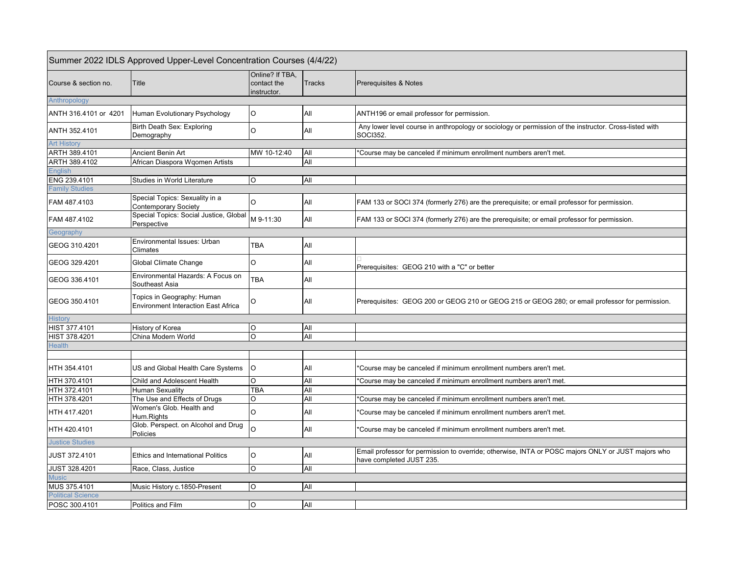# Summer 2022 IDLS Approved Upper-Level Concentration Courses (4/4/22)

| Course & section no. | Title | Online? If TBA, contact the instructor. | Tracks | Prerequisites & Notes |
|---|---|---|---|---|
| Anthropology | | | | |
| ANTH 316.4101 or 4201 | Human Evolutionary Psychology | O | All | ANTH196 or email professor for permission. |
| ANTH 352.4101 | Birth Death Sex: Exploring Demography | O | All | Any lower level course in anthropology or sociology or permission of the instructor. Cross-listed with SOCI352. |
| Art History | | | | |
| ARTH 389.4101 | Ancient Benin Art | MW 10-12:40 | All | *Course may be canceled if minimum enrollment numbers aren't met. |
| ARTH 389.4102 | African Diaspora Wqomen Artists | | All | |
| English | | | | |
| ENG 239.4101 | Studies in World Literature | O | All | |
| Family Studies | | | | |
| FAM 487.4103 | Special Topics: Sexuality in a Contemporary Society | O | All | FAM 133 or SOCI 374 (formerly 276) are the prerequisite; or email professor for permission. |
| FAM 487.4102 | Special Topics: Social Justice, Global Perspective | M 9-11:30 | All | FAM 133 or SOCI 374 (formerly 276) are the prerequisite; or email professor for permission. |
| Geography | | | | |
| GEOG 310.4201 | Environmental Issues: Urban Climates | TBA | All | |
| GEOG 329.4201 | Global Climate Change | O | All | Prerequisites: GEOG 210 with a "C" or better |
| GEOG 336.4101 | Environmental Hazards: A Focus on Southeast Asia | TBA | All | |
| GEOG 350.4101 | Topics in Geography: Human Environment Interaction East Africa | O | All | Prerequisites: GEOG 200 or GEOG 210 or GEOG 215 or GEOG 280; or email professor for permission. |
| History | | | | |
| HIST 377.4101 | History of Korea | O | All | |
| HIST 378.4201 | China Modern World | O | All | |
| Health | | | | |
| | | | | |
| HTH 354.4101 | US and Global Health Care Systems | O | All | *Course may be canceled if minimum enrollment numbers aren't met. |
| HTH 370.4101 | Child and Adolescent Health | O | All | *Course may be canceled if minimum enrollment numbers aren't met. |
| HTH 372.4101 | Human Sexuality | TBA | All | |
| HTH 378.4201 | The Use and Effects of Drugs | O | All | *Course may be canceled if minimum enrollment numbers aren't met. |
| HTH 417.4201 | Women's Glob. Health and Hum.Rights | O | All | *Course may be canceled if minimum enrollment numbers aren't met. |
| HTH 420.4101 | Glob. Perspect. on Alcohol and Drug Policies | O | All | *Course may be canceled if minimum enrollment numbers aren't met. |
| Justice Studies | | | | |
| JUST 372.4101 | Ethics and International Politics | O | All | Email professor for permission to override; otherwise, INTA or POSC majors ONLY or JUST majors who have completed JUST 235. |
| JUST 328.4201 | Race, Class, Justice | O | All | |
| Music | | | | |
| MUS 375.4101 | Music History c.1850-Present | O | All | |
| Political Science | | | | |
| POSC 300.4101 | Politics and Film | O | All | |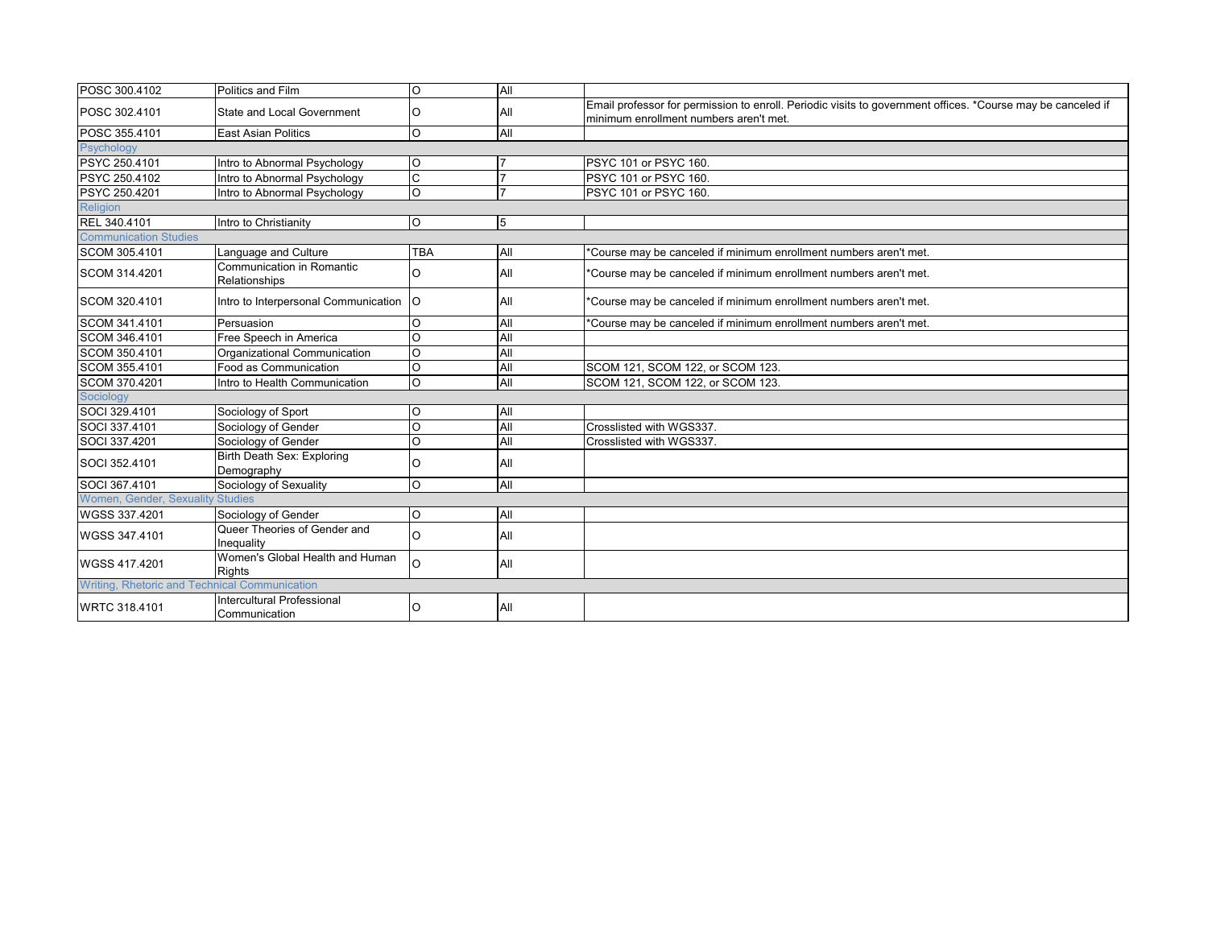| | | | | |
|---|---|---|---|---|
| POSC 300.4102 | Politics and Film | O | All | |
| POSC 302.4101 | State and Local Government | O | All | Email professor for permission to enroll. Periodic visits to government offices. *Course may be canceled if minimum enrollment numbers aren't met. |
| POSC 355.4101 | East Asian Politics | O | All | |
| Psychology | | | | |
| PSYC 250.4101 | Intro to Abnormal Psychology | O | 7 | PSYC 101 or PSYC 160. |
| PSYC 250.4102 | Intro to Abnormal Psychology | C | 7 | PSYC 101 or PSYC 160. |
| PSYC 250.4201 | Intro to Abnormal Psychology | O | 7 | PSYC 101 or PSYC 160. |
| Religion | | | | |
| REL 340.4101 | Intro to Christianity | O | 5 | |
| Communication Studies | | | | |
| SCOM 305.4101 | Language and Culture | TBA | All | *Course may be canceled if minimum enrollment numbers aren't met. |
| SCOM 314.4201 | Communication in Romantic Relationships | O | All | *Course may be canceled if minimum enrollment numbers aren't met. |
| SCOM 320.4101 | Intro to Interpersonal Communication | O | All | *Course may be canceled if minimum enrollment numbers aren't met. |
| SCOM 341.4101 | Persuasion | O | All | *Course may be canceled if minimum enrollment numbers aren't met. |
| SCOM 346.4101 | Free Speech in America | O | All | |
| SCOM 350.4101 | Organizational Communication | O | All | |
| SCOM 355.4101 | Food as Communication | O | All | SCOM 121, SCOM 122, or SCOM 123. |
| SCOM 370.4201 | Intro to Health Communication | O | All | SCOM 121, SCOM 122, or SCOM 123. |
| Sociology | | | | |
| SOCI 329.4101 | Sociology of Sport | O | All | |
| SOCI 337.4101 | Sociology of Gender | O | All | Crosslisted with WGS337. |
| SOCI 337.4201 | Sociology of Gender | O | All | Crosslisted with WGS337. |
| SOCI 352.4101 | Birth Death Sex: Exploring Demography | O | All | |
| SOCI 367.4101 | Sociology of Sexuality | O | All | |
| Women, Gender, Sexuality Studies | | | | |
| WGSS 337.4201 | Sociology of Gender | O | All | |
| WGSS 347.4101 | Queer Theories of Gender and Inequality | O | All | |
| WGSS 417.4201 | Women's Global Health and Human Rights | O | All | |
| Writing, Rhetoric and Technical Communication | | | | |
| WRTC 318.4101 | Intercultural Professional Communication | O | All | |